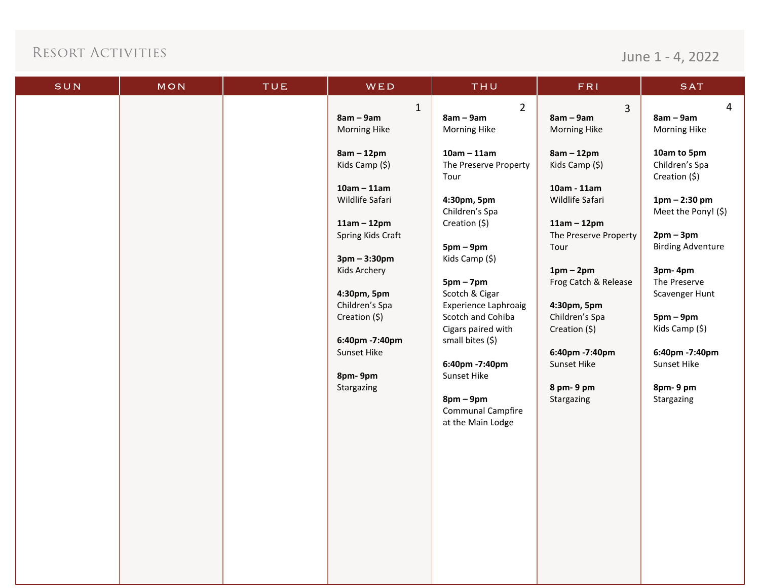# Resort Activities

June 1 - 4, 2022

| SUN | MON | TUE | WED | THU | FRI | SAT |
|---|---|---|---|---|---|---|
| | | | 1<br>**8am – 9am**<br>Morning Hike<br><br>**8am – 12pm**<br>Kids Camp ($)<br><br>**10am – 11am**<br>Wildlife Safari<br><br>**11am – 12pm**<br>Spring Kids Craft<br><br>**3pm – 3:30pm**<br>Kids Archery<br><br>**4:30pm, 5pm**<br>Children's Spa Creation ($)<br><br>**6:40pm -7:40pm**<br>Sunset Hike<br><br>**8pm- 9pm**<br>Stargazing | 2<br>**8am – 9am**<br>Morning Hike<br><br>**10am – 11am**<br>The Preserve Property Tour<br><br>**4:30pm, 5pm**<br>Children's Spa Creation ($)<br><br>**5pm – 9pm**<br>Kids Camp ($)<br><br>**5pm – 7pm**<br>Scotch & Cigar Experience Laphroaig Scotch and Cohiba Cigars paired with small bites ($)<br><br>**6:40pm -7:40pm**<br>Sunset Hike<br><br>**8pm – 9pm**<br>Communal Campfire at the Main Lodge | 3<br>**8am – 9am**<br>Morning Hike<br><br>**8am – 12pm**<br>Kids Camp ($)<br><br>**10am - 11am**<br>Wildlife Safari<br><br>**11am – 12pm**<br>The Preserve Property Tour<br><br>**1pm – 2pm**<br>Frog Catch & Release<br><br>**4:30pm, 5pm**<br>Children's Spa Creation ($)<br><br>**6:40pm -7:40pm**<br>Sunset Hike<br><br>**8 pm- 9 pm**<br>Stargazing | 4<br>**8am – 9am**<br>Morning Hike<br><br>**10am to 5pm**<br>Children's Spa Creation ($)<br><br>**1pm – 2:30 pm**<br>Meet the Pony! ($)<br><br>**2pm – 3pm**<br>Birding Adventure<br><br>**3pm- 4pm**<br>The Preserve Scavenger Hunt<br><br>**5pm – 9pm**<br>Kids Camp ($)<br><br>**6:40pm -7:40pm**<br>Sunset Hike<br><br>**8pm- 9 pm**<br>Stargazing |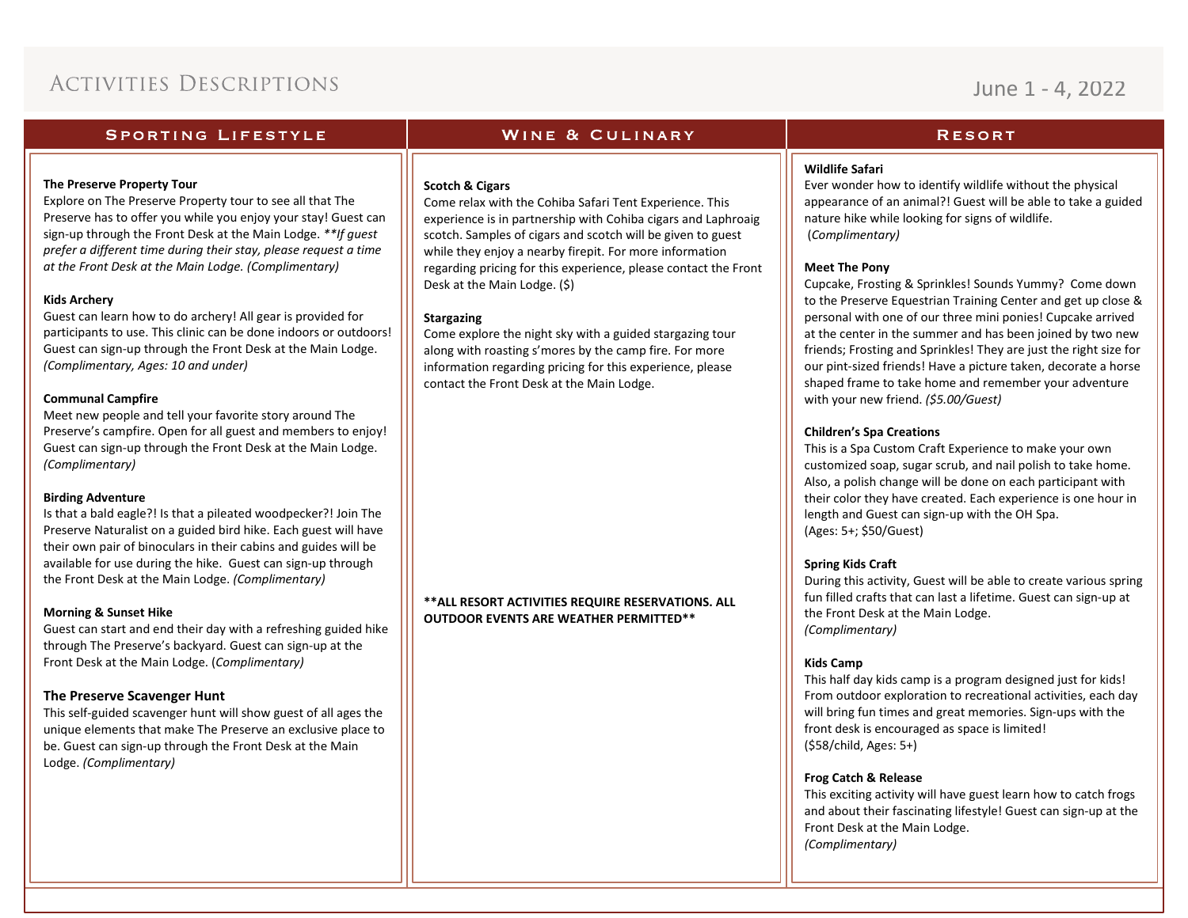# Activities Descriptions

June 1 - 4, 2022

## Sporting Lifestyle

**The Preserve Property Tour**
Explore on The Preserve Property tour to see all that The Preserve has to offer you while you enjoy your stay! Guest can sign-up through the Front Desk at the Main Lodge. *\*\*If guest prefer a different time during their stay, please request a time at the Front Desk at the Main Lodge. (Complimentary)*

**Kids Archery**
Guest can learn how to do archery! All gear is provided for participants to use. This clinic can be done indoors or outdoors! Guest can sign-up through the Front Desk at the Main Lodge. *(Complimentary, Ages: 10 and under)*

**Communal Campfire**
Meet new people and tell your favorite story around The Preserve's campfire. Open for all guest and members to enjoy! Guest can sign-up through the Front Desk at the Main Lodge. *(Complimentary)*

**Birding Adventure**
Is that a bald eagle?! Is that a pileated woodpecker?! Join The Preserve Naturalist on a guided bird hike. Each guest will have their own pair of binoculars in their cabins and guides will be available for use during the hike. Guest can sign-up through the Front Desk at the Main Lodge. *(Complimentary)*

**Morning & Sunset Hike**
Guest can start and end their day with a refreshing guided hike through The Preserve's backyard. Guest can sign-up at the Front Desk at the Main Lodge. (*Complimentary)*

**The Preserve Scavenger Hunt**
This self-guided scavenger hunt will show guest of all ages the unique elements that make The Preserve an exclusive place to be. Guest can sign-up through the Front Desk at the Main Lodge. *(Complimentary)*

## Wine & Culinary

**Scotch & Cigars**
Come relax with the Cohiba Safari Tent Experience. This experience is in partnership with Cohiba cigars and Laphroaig scotch. Samples of cigars and scotch will be given to guest while they enjoy a nearby firepit. For more information regarding pricing for this experience, please contact the Front Desk at the Main Lodge. ($)

**Stargazing**
Come explore the night sky with a guided stargazing tour along with roasting s'mores by the camp fire. For more information regarding pricing for this experience, please contact the Front Desk at the Main Lodge.

**\*\*ALL RESORT ACTIVITIES REQUIRE RESERVATIONS. ALL OUTDOOR EVENTS ARE WEATHER PERMITTED\*\***

## Resort

**Wildlife Safari**
Ever wonder how to identify wildlife without the physical appearance of an animal?! Guest will be able to take a guided nature hike while looking for signs of wildlife.
*(Complimentary)*

**Meet The Pony**
Cupcake, Frosting & Sprinkles! Sounds Yummy? Come down to the Preserve Equestrian Training Center and get up close & personal with one of our three mini ponies! Cupcake arrived at the center in the summer and has been joined by two new friends; Frosting and Sprinkles! They are just the right size for our pint-sized friends! Have a picture taken, decorate a horse shaped frame to take home and remember your adventure with your new friend. *($5.00/Guest)*

**Children's Spa Creations**
This is a Spa Custom Craft Experience to make your own customized soap, sugar scrub, and nail polish to take home. Also, a polish change will be done on each participant with their color they have created. Each experience is one hour in length and Guest can sign-up with the OH Spa.
(Ages: 5+; $50/Guest)

**Spring Kids Craft**
During this activity, Guest will be able to create various spring fun filled crafts that can last a lifetime. Guest can sign-up at the Front Desk at the Main Lodge.
*(Complimentary)*

**Kids Camp**
This half day kids camp is a program designed just for kids! From outdoor exploration to recreational activities, each day will bring fun times and great memories. Sign-ups with the front desk is encouraged as space is limited!
($58/child, Ages: 5+)

**Frog Catch & Release**
This exciting activity will have guest learn how to catch frogs and about their fascinating lifestyle! Guest can sign-up at the Front Desk at the Main Lodge.
*(Complimentary)*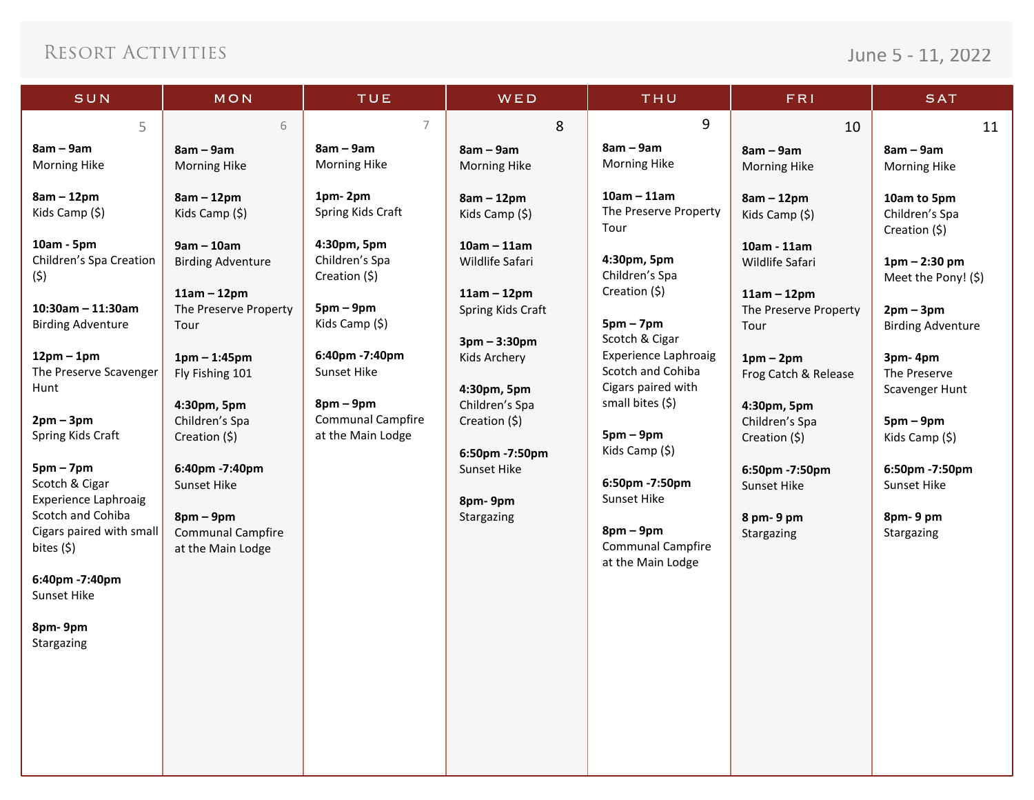# Resort Activities

June 5 - 11, 2022

## SUN 5

**8am – 9am**
Morning Hike

**8am – 12pm**
Kids Camp ($)

**10am - 5pm**
Children's Spa Creation ($)

**10:30am – 11:30am**
Birding Adventure

**12pm – 1pm**
The Preserve Scavenger Hunt

**2pm – 3pm**
Spring Kids Craft

**5pm – 7pm**
Scotch & Cigar Experience Laphroaig Scotch and Cohiba Cigars paired with small bites ($)

**6:40pm -7:40pm**
Sunset Hike

**8pm- 9pm**
Stargazing

## MON 6

**8am – 9am**
Morning Hike

**8am – 12pm**
Kids Camp ($)

**9am – 10am**
Birding Adventure

**11am – 12pm**
The Preserve Property Tour

**1pm – 1:45pm**
Fly Fishing 101

**4:30pm, 5pm**
Children's Spa Creation ($)

**6:40pm -7:40pm**
Sunset Hike

**8pm – 9pm**
Communal Campfire at the Main Lodge

## TUE 7

**8am – 9am**
Morning Hike

**1pm- 2pm**
Spring Kids Craft

**4:30pm, 5pm**
Children's Spa Creation ($)

**5pm – 9pm**
Kids Camp ($)

**6:40pm -7:40pm**
Sunset Hike

**8pm – 9pm**
Communal Campfire at the Main Lodge

## WED 8

**8am – 9am**
Morning Hike

**8am – 12pm**
Kids Camp ($)

**10am – 11am**
Wildlife Safari

**11am – 12pm**
Spring Kids Craft

**3pm – 3:30pm**
Kids Archery

**4:30pm, 5pm**
Children's Spa Creation ($)

**6:50pm -7:50pm**
Sunset Hike

**8pm- 9pm**
Stargazing

## THU 9

**8am – 9am**
Morning Hike

**10am – 11am**
The Preserve Property Tour

**4:30pm, 5pm**
Children's Spa Creation ($)

**5pm – 7pm**
Scotch & Cigar Experience Laphroaig Scotch and Cohiba Cigars paired with small bites ($)

**5pm – 9pm**
Kids Camp ($)

**6:50pm -7:50pm**
Sunset Hike

**8pm – 9pm**
Communal Campfire at the Main Lodge

## FRI 10

**8am – 9am**
Morning Hike

**8am – 12pm**
Kids Camp ($)

**10am - 11am**
Wildlife Safari

**11am – 12pm**
The Preserve Property Tour

**1pm – 2pm**
Frog Catch & Release

**4:30pm, 5pm**
Children's Spa Creation ($)

**6:50pm -7:50pm**
Sunset Hike

**8 pm- 9 pm**
Stargazing

## SAT 11

**8am – 9am**
Morning Hike

**10am to 5pm**
Children's Spa Creation ($)

**1pm – 2:30 pm**
Meet the Pony! ($)

**2pm – 3pm**
Birding Adventure

**3pm- 4pm**
The Preserve Scavenger Hunt

**5pm – 9pm**
Kids Camp ($)

**6:50pm -7:50pm**
Sunset Hike

**8pm- 9 pm**
Stargazing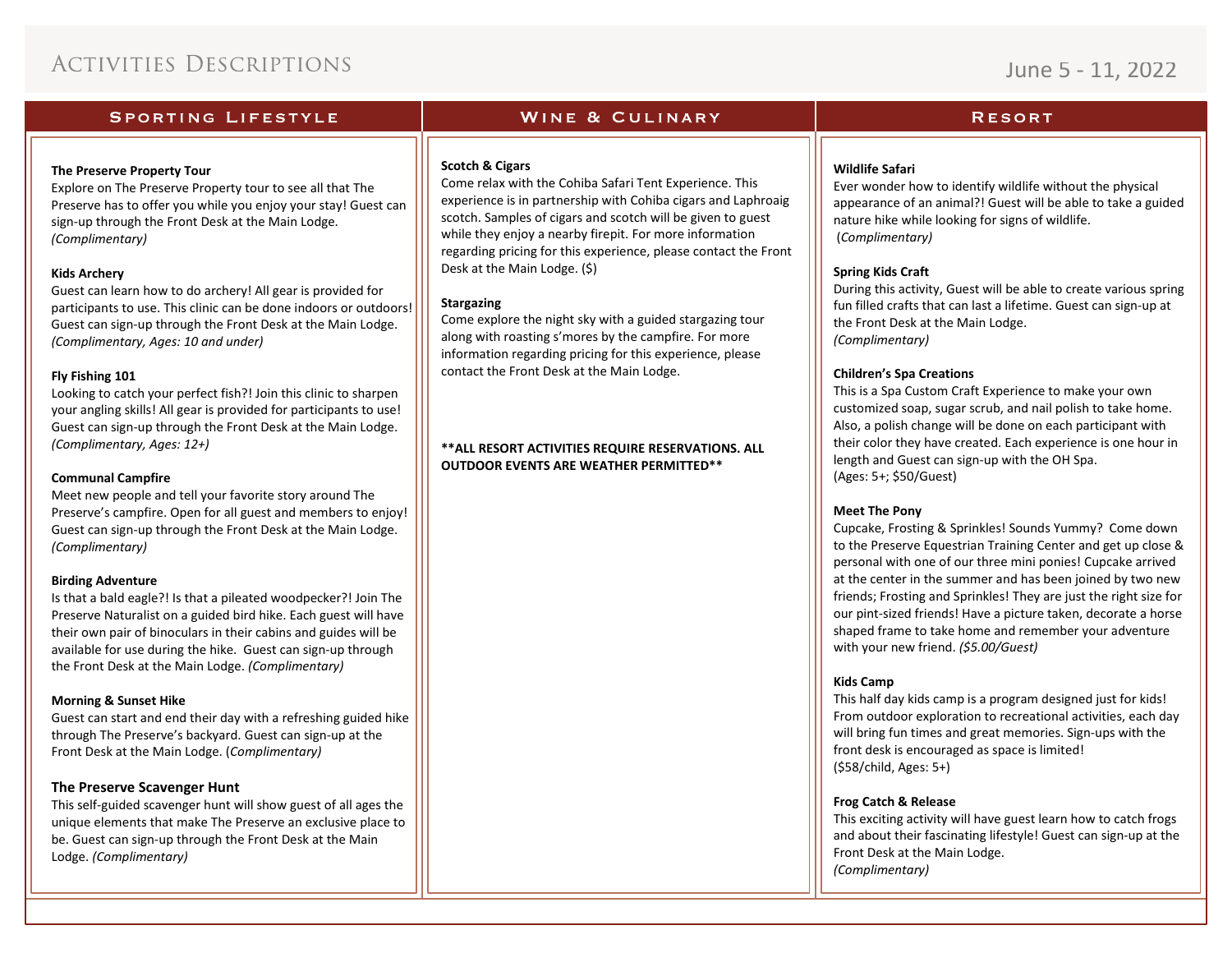# Activities Descriptions

June 5 - 11, 2022

## Sporting Lifestyle

**The Preserve Property Tour**
Explore on The Preserve Property tour to see all that The Preserve has to offer you while you enjoy your stay! Guest can sign-up through the Front Desk at the Main Lodge. *(Complimentary)*

**Kids Archery**
Guest can learn how to do archery! All gear is provided for participants to use. This clinic can be done indoors or outdoors! Guest can sign-up through the Front Desk at the Main Lodge. *(Complimentary, Ages: 10 and under)*

**Fly Fishing 101**
Looking to catch your perfect fish?! Join this clinic to sharpen your angling skills! All gear is provided for participants to use! Guest can sign-up through the Front Desk at the Main Lodge. *(Complimentary, Ages: 12+)*

**Communal Campfire**
Meet new people and tell your favorite story around The Preserve's campfire. Open for all guest and members to enjoy! Guest can sign-up through the Front Desk at the Main Lodge. *(Complimentary)*

**Birding Adventure**
Is that a bald eagle?! Is that a pileated woodpecker?! Join The Preserve Naturalist on a guided bird hike. Each guest will have their own pair of binoculars in their cabins and guides will be available for use during the hike. Guest can sign-up through the Front Desk at the Main Lodge. *(Complimentary)*

**Morning & Sunset Hike**
Guest can start and end their day with a refreshing guided hike through The Preserve's backyard. Guest can sign-up at the Front Desk at the Main Lodge. (*Complimentary)*

**The Preserve Scavenger Hunt**
This self-guided scavenger hunt will show guest of all ages the unique elements that make The Preserve an exclusive place to be. Guest can sign-up through the Front Desk at the Main Lodge. *(Complimentary)*

## Wine & Culinary

**Scotch & Cigars**
Come relax with the Cohiba Safari Tent Experience. This experience is in partnership with Cohiba cigars and Laphroaig scotch. Samples of cigars and scotch will be given to guest while they enjoy a nearby firepit. For more information regarding pricing for this experience, please contact the Front Desk at the Main Lodge. ($)

**Stargazing**
Come explore the night sky with a guided stargazing tour along with roasting s'mores by the campfire. For more information regarding pricing for this experience, please contact the Front Desk at the Main Lodge.

**\*\*ALL RESORT ACTIVITIES REQUIRE RESERVATIONS. ALL OUTDOOR EVENTS ARE WEATHER PERMITTED\*\***

## Resort

**Wildlife Safari**
Ever wonder how to identify wildlife without the physical appearance of an animal?! Guest will be able to take a guided nature hike while looking for signs of wildlife. *(Complimentary)*

**Spring Kids Craft**
During this activity, Guest will be able to create various spring fun filled crafts that can last a lifetime. Guest can sign-up at the Front Desk at the Main Lodge. *(Complimentary)*

**Children's Spa Creations**
This is a Spa Custom Craft Experience to make your own customized soap, sugar scrub, and nail polish to take home. Also, a polish change will be done on each participant with their color they have created. Each experience is one hour in length and Guest can sign-up with the OH Spa. (Ages: 5+; $50/Guest)

**Meet The Pony**
Cupcake, Frosting & Sprinkles! Sounds Yummy? Come down to the Preserve Equestrian Training Center and get up close & personal with one of our three mini ponies! Cupcake arrived at the center in the summer and has been joined by two new friends; Frosting and Sprinkles! They are just the right size for our pint-sized friends! Have a picture taken, decorate a horse shaped frame to take home and remember your adventure with your new friend. *($5.00/Guest)*

**Kids Camp**
This half day kids camp is a program designed just for kids! From outdoor exploration to recreational activities, each day will bring fun times and great memories. Sign-ups with the front desk is encouraged as space is limited! ($58/child, Ages: 5+)

**Frog Catch & Release**
This exciting activity will have guest learn how to catch frogs and about their fascinating lifestyle! Guest can sign-up at the Front Desk at the Main Lodge. *(Complimentary)*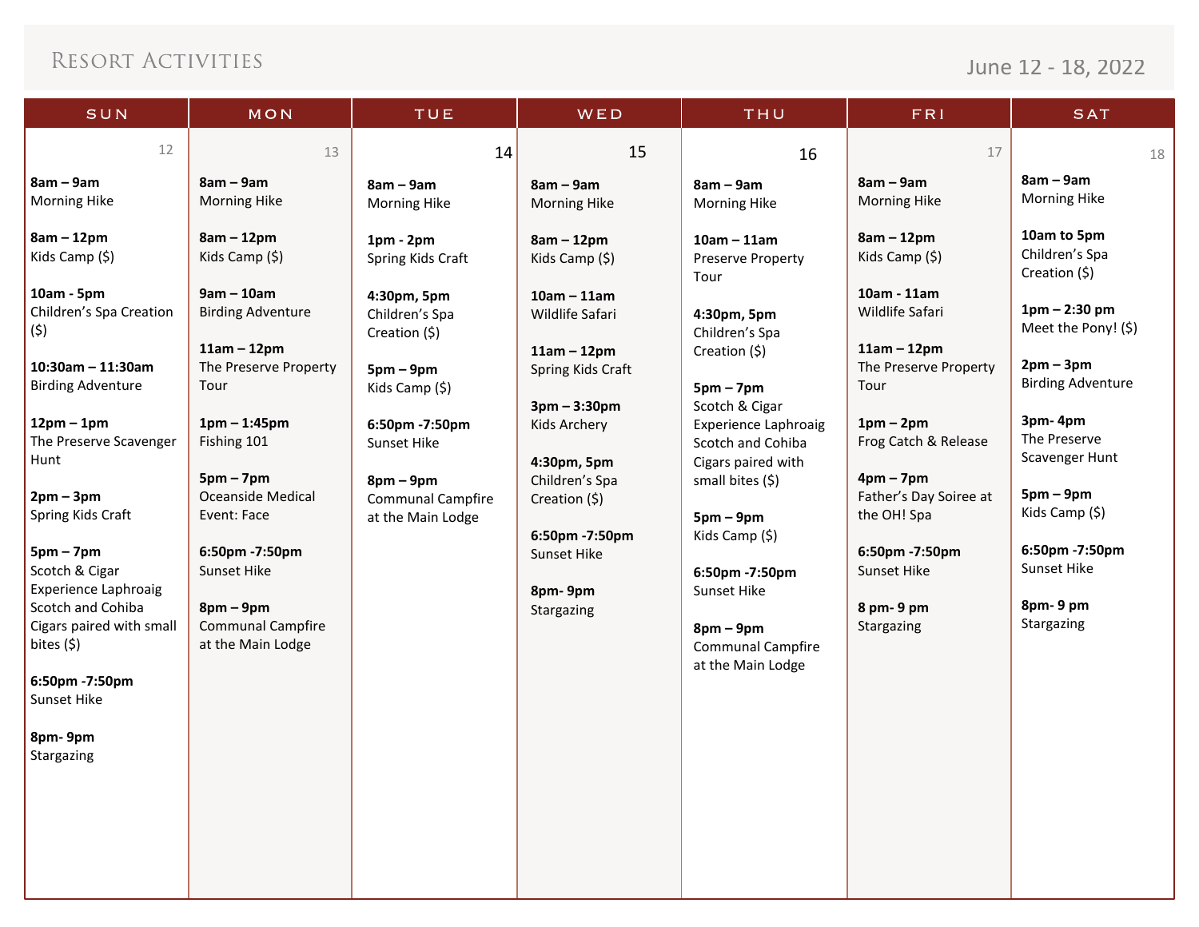# Resort Activities

June 12 - 18, 2022

| SUN | MON | TUE | WED | THU | FRI | SAT |
|---|---|---|---|---|---|---|
| 12 | 13 | 14 | 15 | 16 | 17 | 18 |
| **8am – 9am** Morning Hike | **8am – 9am** Morning Hike | **8am – 9am** Morning Hike | **8am – 9am** Morning Hike | **8am – 9am** Morning Hike | **8am – 9am** Morning Hike | **8am – 9am** Morning Hike |
| **8am – 12pm** Kids Camp ($) | **8am – 12pm** Kids Camp ($) | **1pm - 2pm** Spring Kids Craft | **8am – 12pm** Kids Camp ($) | **10am – 11am** Preserve Property Tour | **8am – 12pm** Kids Camp ($) | **10am to 5pm** Children's Spa Creation ($) |
| **10am - 5pm** Children's Spa Creation ($) | **9am – 10am** Birding Adventure | **4:30pm, 5pm** Children's Spa Creation ($) | **10am – 11am** Wildlife Safari | **4:30pm, 5pm** Children's Spa Creation ($) | **10am - 11am** Wildlife Safari | **1pm – 2:30 pm** Meet the Pony! ($) |
| **10:30am – 11:30am** Birding Adventure | **11am – 12pm** The Preserve Property Tour | **5pm – 9pm** Kids Camp ($) | **11am – 12pm** Spring Kids Craft | **5pm – 7pm** Scotch & Cigar Experience Laphroaig Scotch and Cohiba Cigars paired with small bites ($) | **11am – 12pm** The Preserve Property Tour | **2pm – 3pm** Birding Adventure |
| **12pm – 1pm** The Preserve Scavenger Hunt | **1pm – 1:45pm** Fishing 101 | **6:50pm -7:50pm** Sunset Hike | **3pm – 3:30pm** Kids Archery | **5pm – 9pm** Kids Camp ($) | **1pm – 2pm** Frog Catch & Release | **3pm- 4pm** The Preserve Scavenger Hunt |
| **2pm – 3pm** Spring Kids Craft | **5pm – 7pm** Oceanside Medical Event: Face | **8pm – 9pm** Communal Campfire at the Main Lodge | **4:30pm, 5pm** Children's Spa Creation ($) | **6:50pm -7:50pm** Sunset Hike | **4pm – 7pm** Father's Day Soiree at the OH! Spa | **5pm – 9pm** Kids Camp ($) |
| **5pm – 7pm** Scotch & Cigar Experience Laphroaig Scotch and Cohiba Cigars paired with small bites ($) | **6:50pm -7:50pm** Sunset Hike | | **6:50pm -7:50pm** Sunset Hike | **8pm – 9pm** Communal Campfire at the Main Lodge | **6:50pm -7:50pm** Sunset Hike | **6:50pm -7:50pm** Sunset Hike |
| **6:50pm -7:50pm** Sunset Hike | **8pm – 9pm** Communal Campfire at the Main Lodge | | **8pm- 9pm** Stargazing | | **8 pm- 9 pm** Stargazing | **8pm- 9 pm** Stargazing |
| **8pm- 9pm** Stargazing | | | | | | |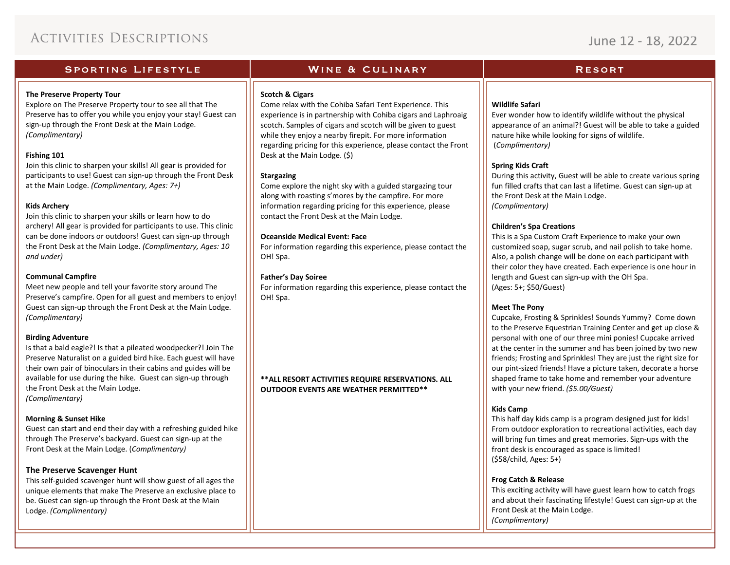# Activities Descriptions

June 12 - 18, 2022

## Sporting Lifestyle

**The Preserve Property Tour**
Explore on The Preserve Property tour to see all that The Preserve has to offer you while you enjoy your stay! Guest can sign-up through the Front Desk at the Main Lodge. *(Complimentary)*

**Fishing 101**
Join this clinic to sharpen your skills! All gear is provided for participants to use! Guest can sign-up through the Front Desk at the Main Lodge. *(Complimentary, Ages: 7+)*

**Kids Archery**
Join this clinic to sharpen your skills or learn how to do archery! All gear is provided for participants to use. This clinic can be done indoors or outdoors! Guest can sign-up through the Front Desk at the Main Lodge. *(Complimentary, Ages: 10 and under)*

**Communal Campfire**
Meet new people and tell your favorite story around The Preserve's campfire. Open for all guest and members to enjoy! Guest can sign-up through the Front Desk at the Main Lodge. *(Complimentary)*

**Birding Adventure**
Is that a bald eagle?! Is that a pileated woodpecker?! Join The Preserve Naturalist on a guided bird hike. Each guest will have their own pair of binoculars in their cabins and guides will be available for use during the hike. Guest can sign-up through the Front Desk at the Main Lodge.
*(Complimentary)*

**Morning & Sunset Hike**
Guest can start and end their day with a refreshing guided hike through The Preserve's backyard. Guest can sign-up at the Front Desk at the Main Lodge. (*Complimentary)*

**The Preserve Scavenger Hunt**
This self-guided scavenger hunt will show guest of all ages the unique elements that make The Preserve an exclusive place to be. Guest can sign-up through the Front Desk at the Main Lodge. *(Complimentary)*

## Wine & Culinary

**Scotch & Cigars**
Come relax with the Cohiba Safari Tent Experience. This experience is in partnership with Cohiba cigars and Laphroaig scotch. Samples of cigars and scotch will be given to guest while they enjoy a nearby firepit. For more information regarding pricing for this experience, please contact the Front Desk at the Main Lodge. ($)

**Stargazing**
Come explore the night sky with a guided stargazing tour along with roasting s'mores by the campfire. For more information regarding pricing for this experience, please contact the Front Desk at the Main Lodge.

**Oceanside Medical Event: Face**
For information regarding this experience, please contact the OH! Spa.

**Father's Day Soiree**
For information regarding this experience, please contact the OH! Spa.

**\*\*ALL RESORT ACTIVITIES REQUIRE RESERVATIONS. ALL OUTDOOR EVENTS ARE WEATHER PERMITTED\*\***

## Resort

**Wildlife Safari**
Ever wonder how to identify wildlife without the physical appearance of an animal?! Guest will be able to take a guided nature hike while looking for signs of wildlife.
*(Complimentary)*

**Spring Kids Craft**
During this activity, Guest will be able to create various spring fun filled crafts that can last a lifetime. Guest can sign-up at the Front Desk at the Main Lodge.
*(Complimentary)*

**Children's Spa Creations**
This is a Spa Custom Craft Experience to make your own customized soap, sugar scrub, and nail polish to take home. Also, a polish change will be done on each participant with their color they have created. Each experience is one hour in length and Guest can sign-up with the OH Spa.
(Ages: 5+; $50/Guest)

**Meet The Pony**
Cupcake, Frosting & Sprinkles! Sounds Yummy? Come down to the Preserve Equestrian Training Center and get up close & personal with one of our three mini ponies! Cupcake arrived at the center in the summer and has been joined by two new friends; Frosting and Sprinkles! They are just the right size for our pint-sized friends! Have a picture taken, decorate a horse shaped frame to take home and remember your adventure with your new friend. *($5.00/Guest)*

**Kids Camp**
This half day kids camp is a program designed just for kids! From outdoor exploration to recreational activities, each day will bring fun times and great memories. Sign-ups with the front desk is encouraged as space is limited!
($58/child, Ages: 5+)

**Frog Catch & Release**
This exciting activity will have guest learn how to catch frogs and about their fascinating lifestyle! Guest can sign-up at the Front Desk at the Main Lodge.
*(Complimentary)*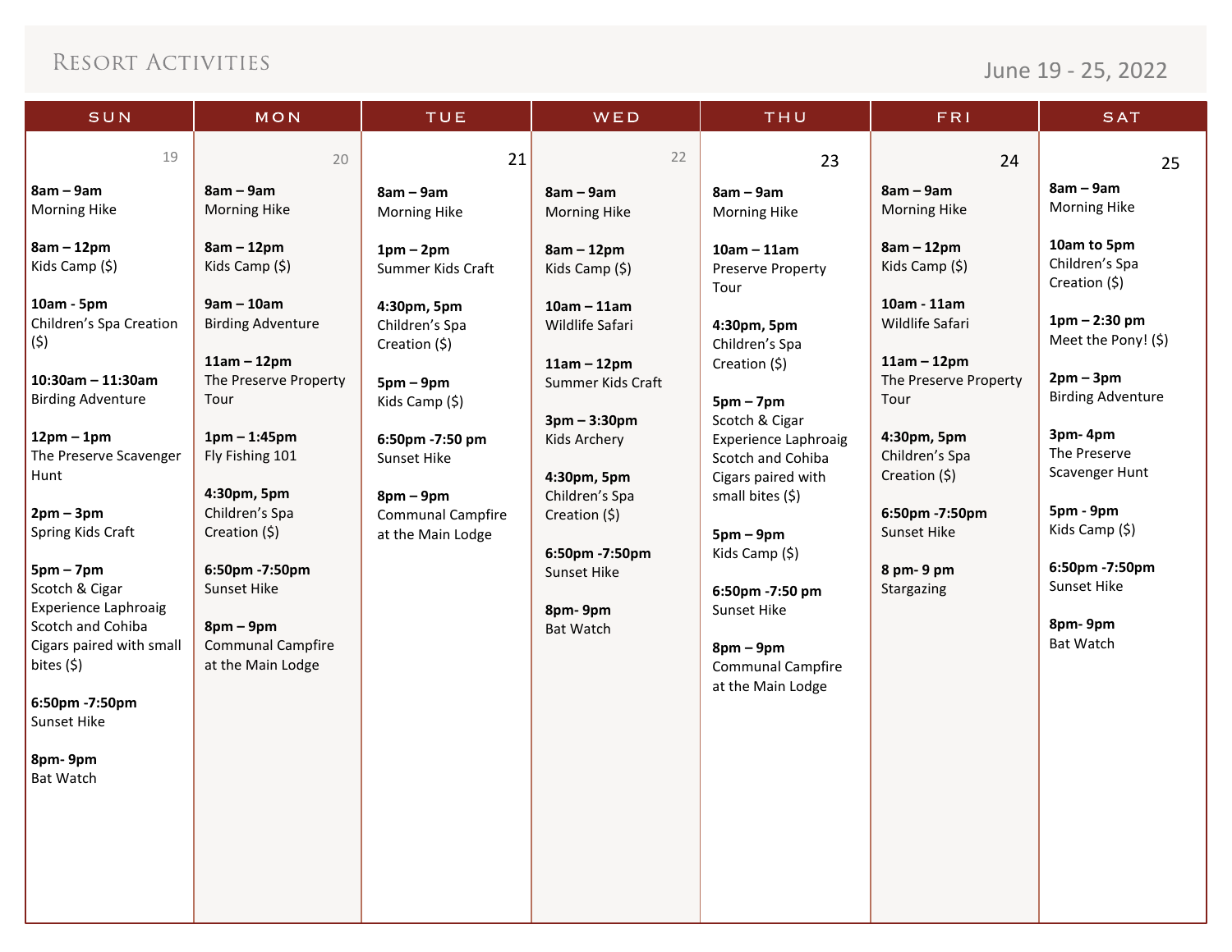# Resort Activities

June 19 - 25, 2022

## SUN 19

**8am – 9am**
Morning Hike

**8am – 12pm**
Kids Camp ($)

**10am - 5pm**
Children's Spa Creation ($)

**10:30am – 11:30am**
Birding Adventure

**12pm – 1pm**
The Preserve Scavenger Hunt

**2pm – 3pm**
Spring Kids Craft

**5pm – 7pm**
Scotch & Cigar Experience Laphroaig Scotch and Cohiba Cigars paired with small bites ($)

**6:50pm -7:50pm**
Sunset Hike

**8pm- 9pm**
Bat Watch

## MON 20

**8am – 9am**
Morning Hike

**8am – 12pm**
Kids Camp ($)

**9am – 10am**
Birding Adventure

**11am – 12pm**
The Preserve Property Tour

**1pm – 1:45pm**
Fly Fishing 101

**4:30pm, 5pm**
Children's Spa Creation ($)

**6:50pm -7:50pm**
Sunset Hike

**8pm – 9pm**
Communal Campfire at the Main Lodge

## TUE 21

**8am – 9am**
Morning Hike

**1pm – 2pm**
Summer Kids Craft

**4:30pm, 5pm**
Children's Spa Creation ($)

**5pm – 9pm**
Kids Camp ($)

**6:50pm -7:50 pm**
Sunset Hike

**8pm – 9pm**
Communal Campfire at the Main Lodge

## WED 22

**8am – 9am**
Morning Hike

**8am – 12pm**
Kids Camp ($)

**10am – 11am**
Wildlife Safari

**11am – 12pm**
Summer Kids Craft

**3pm – 3:30pm**
Kids Archery

**4:30pm, 5pm**
Children's Spa Creation ($)

**6:50pm -7:50pm**
Sunset Hike

**8pm- 9pm**
Bat Watch

## THU 23

**8am – 9am**
Morning Hike

**10am – 11am**
Preserve Property Tour

**4:30pm, 5pm**
Children's Spa Creation ($)

**5pm – 7pm**
Scotch & Cigar Experience Laphroaig Scotch and Cohiba Cigars paired with small bites ($)

**5pm – 9pm**
Kids Camp ($)

**6:50pm -7:50 pm**
Sunset Hike

**8pm – 9pm**
Communal Campfire at the Main Lodge

## FRI 24

**8am – 9am**
Morning Hike

**8am – 12pm**
Kids Camp ($)

**10am - 11am**
Wildlife Safari

**11am – 12pm**
The Preserve Property Tour

**4:30pm, 5pm**
Children's Spa Creation ($)

**6:50pm -7:50pm**
Sunset Hike

**8 pm- 9 pm**
Stargazing

## SAT 25

**8am – 9am**
Morning Hike

**10am to 5pm**
Children's Spa Creation ($)

**1pm – 2:30 pm**
Meet the Pony! ($)

**2pm – 3pm**
Birding Adventure

**3pm- 4pm**
The Preserve Scavenger Hunt

**5pm - 9pm**
Kids Camp ($)

**6:50pm -7:50pm**
Sunset Hike

**8pm- 9pm**
Bat Watch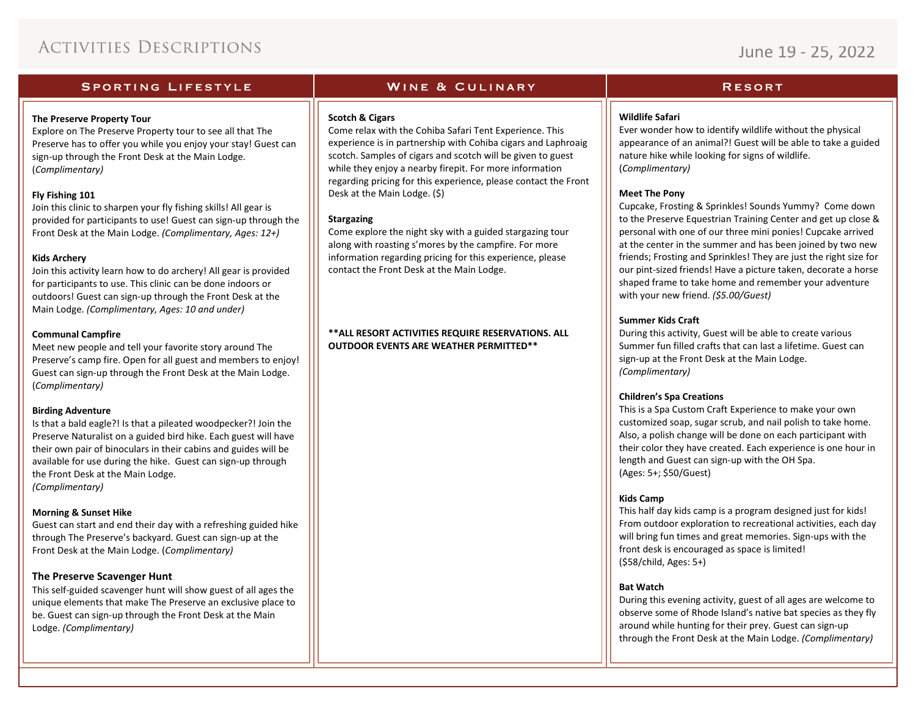# Activities Descriptions

June 19 - 25, 2022

## Sporting Lifestyle

**The Preserve Property Tour**
Explore on The Preserve Property tour to see all that The Preserve has to offer you while you enjoy your stay! Guest can sign-up through the Front Desk at the Main Lodge. (*Complimentary)*

**Fly Fishing 101**
Join this clinic to sharpen your fly fishing skills! All gear is provided for participants to use! Guest can sign-up through the Front Desk at the Main Lodge. *(Complimentary, Ages: 12+)*

**Kids Archery**
Join this activity learn how to do archery! All gear is provided for participants to use. This clinic can be done indoors or outdoors! Guest can sign-up through the Front Desk at the Main Lodge. *(Complimentary, Ages: 10 and under)*

**Communal Campfire**
Meet new people and tell your favorite story around The Preserve's camp fire. Open for all guest and members to enjoy! Guest can sign-up through the Front Desk at the Main Lodge. (*Complimentary)*

**Birding Adventure**
Is that a bald eagle?! Is that a pileated woodpecker?! Join the Preserve Naturalist on a guided bird hike. Each guest will have their own pair of binoculars in their cabins and guides will be available for use during the hike. Guest can sign-up through the Front Desk at the Main Lodge.
*(Complimentary)*

**Morning & Sunset Hike**
Guest can start and end their day with a refreshing guided hike through The Preserve's backyard. Guest can sign-up at the Front Desk at the Main Lodge. (*Complimentary)*

**The Preserve Scavenger Hunt**
This self-guided scavenger hunt will show guest of all ages the unique elements that make The Preserve an exclusive place to be. Guest can sign-up through the Front Desk at the Main Lodge. *(Complimentary)*

## Wine & Culinary

**Scotch & Cigars**
Come relax with the Cohiba Safari Tent Experience. This experience is in partnership with Cohiba cigars and Laphroaig scotch. Samples of cigars and scotch will be given to guest while they enjoy a nearby firepit. For more information regarding pricing for this experience, please contact the Front Desk at the Main Lodge. ($)

**Stargazing**
Come explore the night sky with a guided stargazing tour along with roasting s'mores by the campfire. For more information regarding pricing for this experience, please contact the Front Desk at the Main Lodge.

**\*\*ALL RESORT ACTIVITIES REQUIRE RESERVATIONS. ALL OUTDOOR EVENTS ARE WEATHER PERMITTED\*\***

## Resort

**Wildlife Safari**
Ever wonder how to identify wildlife without the physical appearance of an animal?! Guest will be able to take a guided nature hike while looking for signs of wildlife.
(*Complimentary)*

**Meet The Pony**
Cupcake, Frosting & Sprinkles! Sounds Yummy? Come down to the Preserve Equestrian Training Center and get up close & personal with one of our three mini ponies! Cupcake arrived at the center in the summer and has been joined by two new friends; Frosting and Sprinkles! They are just the right size for our pint-sized friends! Have a picture taken, decorate a horse shaped frame to take home and remember your adventure with your new friend. *($5.00/Guest)*

**Summer Kids Craft**
During this activity, Guest will be able to create various Summer fun filled crafts that can last a lifetime. Guest can sign-up at the Front Desk at the Main Lodge.
*(Complimentary)*

**Children's Spa Creations**
This is a Spa Custom Craft Experience to make your own customized soap, sugar scrub, and nail polish to take home. Also, a polish change will be done on each participant with their color they have created. Each experience is one hour in length and Guest can sign-up with the OH Spa.
(Ages: 5+; $50/Guest)

**Kids Camp**
This half day kids camp is a program designed just for kids! From outdoor exploration to recreational activities, each day will bring fun times and great memories. Sign-ups with the front desk is encouraged as space is limited!
($58/child, Ages: 5+)

**Bat Watch**
During this evening activity, guest of all ages are welcome to observe some of Rhode Island's native bat species as they fly around while hunting for their prey. Guest can sign-up through the Front Desk at the Main Lodge. *(Complimentary)*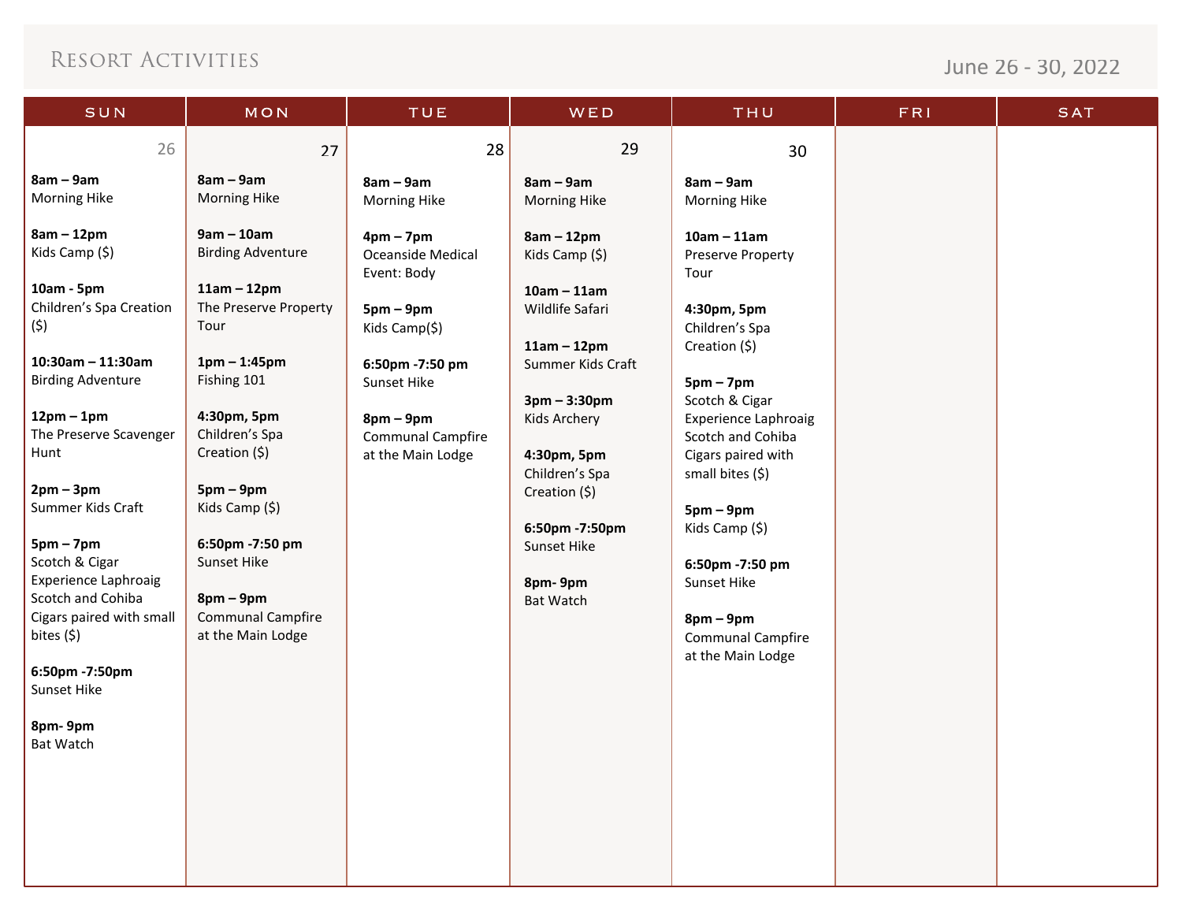# Resort Activities

June 26 - 30, 2022

| SUN | MON | TUE | WED | THU | FRI | SAT |
|---|---|---|---|---|---|---|
| 26 | 27 | 28 | 29 | 30 | | |
| **8am – 9am** Morning Hike | **8am – 9am** Morning Hike | **8am – 9am** Morning Hike | **8am – 9am** Morning Hike | **8am – 9am** Morning Hike | | |
| **8am – 12pm** Kids Camp ($) | **9am – 10am** Birding Adventure | **4pm – 7pm** Oceanside Medical Event: Body | **8am – 12pm** Kids Camp ($) | **10am – 11am** Preserve Property Tour | | |
| **10am - 5pm** Children's Spa Creation ($) | **11am – 12pm** The Preserve Property Tour | **5pm – 9pm** Kids Camp($) | **10am – 11am** Wildlife Safari | **4:30pm, 5pm** Children's Spa Creation ($) | | |
| **10:30am – 11:30am** Birding Adventure | **1pm – 1:45pm** Fishing 101 | **6:50pm -7:50 pm** Sunset Hike | **11am – 12pm** Summer Kids Craft | **5pm – 7pm** Scotch & Cigar Experience Laphroaig Scotch and Cohiba Cigars paired with small bites ($) | | |
| **12pm – 1pm** The Preserve Scavenger Hunt | **4:30pm, 5pm** Children's Spa Creation ($) | **8pm – 9pm** Communal Campfire at the Main Lodge | **3pm – 3:30pm** Kids Archery | **5pm – 9pm** Kids Camp ($) | | |
| **2pm – 3pm** Summer Kids Craft | **5pm – 9pm** Kids Camp ($) | | **4:30pm, 5pm** Children's Spa Creation ($) | **6:50pm -7:50 pm** Sunset Hike | | |
| **5pm – 7pm** Scotch & Cigar Experience Laphroaig Scotch and Cohiba Cigars paired with small bites ($) | **6:50pm -7:50 pm** Sunset Hike | | **6:50pm -7:50pm** Sunset Hike | **8pm – 9pm** Communal Campfire at the Main Lodge | | |
| **6:50pm -7:50pm** Sunset Hike | **8pm – 9pm** Communal Campfire at the Main Lodge | | **8pm- 9pm** Bat Watch | | | |
| **8pm- 9pm** Bat Watch | | | | | | |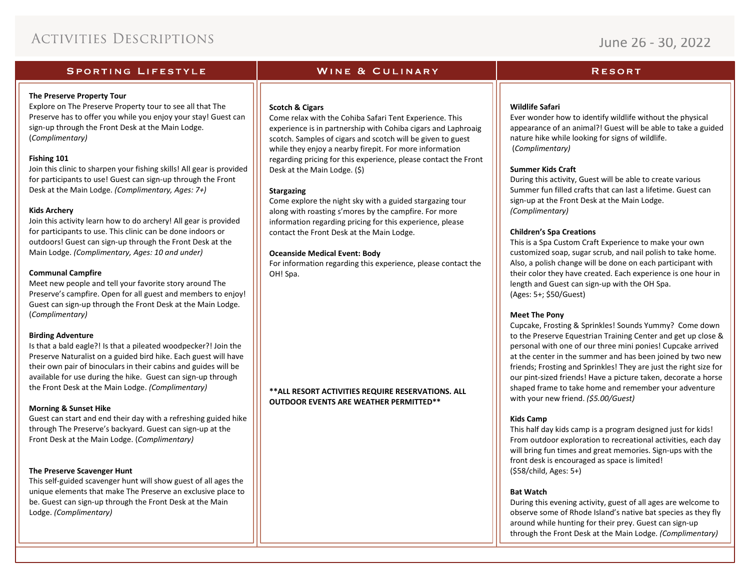# Activities Descriptions

June 26 - 30, 2022

## Sporting Lifestyle

**The Preserve Property Tour**
Explore on The Preserve Property tour to see all that The Preserve has to offer you while you enjoy your stay! Guest can sign-up through the Front Desk at the Main Lodge. (*Complimentary)*

**Fishing 101**
Join this clinic to sharpen your fishing skills! All gear is provided for participants to use! Guest can sign-up through the Front Desk at the Main Lodge. *(Complimentary, Ages: 7+)*

**Kids Archery**
Join this activity learn how to do archery! All gear is provided for participants to use. This clinic can be done indoors or outdoors! Guest can sign-up through the Front Desk at the Main Lodge. *(Complimentary, Ages: 10 and under)*

**Communal Campfire**
Meet new people and tell your favorite story around The Preserve's campfire. Open for all guest and members to enjoy! Guest can sign-up through the Front Desk at the Main Lodge. (*Complimentary)*

**Birding Adventure**
Is that a bald eagle?! Is that a pileated woodpecker?! Join the Preserve Naturalist on a guided bird hike. Each guest will have their own pair of binoculars in their cabins and guides will be available for use during the hike. Guest can sign-up through the Front Desk at the Main Lodge. *(Complimentary)*

**Morning & Sunset Hike**
Guest can start and end their day with a refreshing guided hike through The Preserve's backyard. Guest can sign-up at the Front Desk at the Main Lodge. (*Complimentary)*

**The Preserve Scavenger Hunt**
This self-guided scavenger hunt will show guest of all ages the unique elements that make The Preserve an exclusive place to be. Guest can sign-up through the Front Desk at the Main Lodge. *(Complimentary)*

## Wine & Culinary

**Scotch & Cigars**
Come relax with the Cohiba Safari Tent Experience. This experience is in partnership with Cohiba cigars and Laphroaig scotch. Samples of cigars and scotch will be given to guest while they enjoy a nearby firepit. For more information regarding pricing for this experience, please contact the Front Desk at the Main Lodge. ($)

**Stargazing**
Come explore the night sky with a guided stargazing tour along with roasting s'mores by the campfire. For more information regarding pricing for this experience, please contact the Front Desk at the Main Lodge.

**Oceanside Medical Event: Body**
For information regarding this experience, please contact the OH! Spa.

**\*\*ALL RESORT ACTIVITIES REQUIRE RESERVATIONS. ALL OUTDOOR EVENTS ARE WEATHER PERMITTED\*\***

## Resort

**Wildlife Safari**
Ever wonder how to identify wildlife without the physical appearance of an animal?! Guest will be able to take a guided nature hike while looking for signs of wildlife. (*Complimentary)*

**Summer Kids Craft**
During this activity, Guest will be able to create various Summer fun filled crafts that can last a lifetime. Guest can sign-up at the Front Desk at the Main Lodge. *(Complimentary)*

**Children's Spa Creations**
This is a Spa Custom Craft Experience to make your own customized soap, sugar scrub, and nail polish to take home. Also, a polish change will be done on each participant with their color they have created. Each experience is one hour in length and Guest can sign-up with the OH Spa.
(Ages: 5+; $50/Guest)

**Meet The Pony**
Cupcake, Frosting & Sprinkles! Sounds Yummy? Come down to the Preserve Equestrian Training Center and get up close & personal with one of our three mini ponies! Cupcake arrived at the center in the summer and has been joined by two new friends; Frosting and Sprinkles! They are just the right size for our pint-sized friends! Have a picture taken, decorate a horse shaped frame to take home and remember your adventure with your new friend. *($5.00/Guest)*

**Kids Camp**
This half day kids camp is a program designed just for kids! From outdoor exploration to recreational activities, each day will bring fun times and great memories. Sign-ups with the front desk is encouraged as space is limited!
($58/child, Ages: 5+)

**Bat Watch**
During this evening activity, guest of all ages are welcome to observe some of Rhode Island's native bat species as they fly around while hunting for their prey. Guest can sign-up through the Front Desk at the Main Lodge. *(Complimentary)*